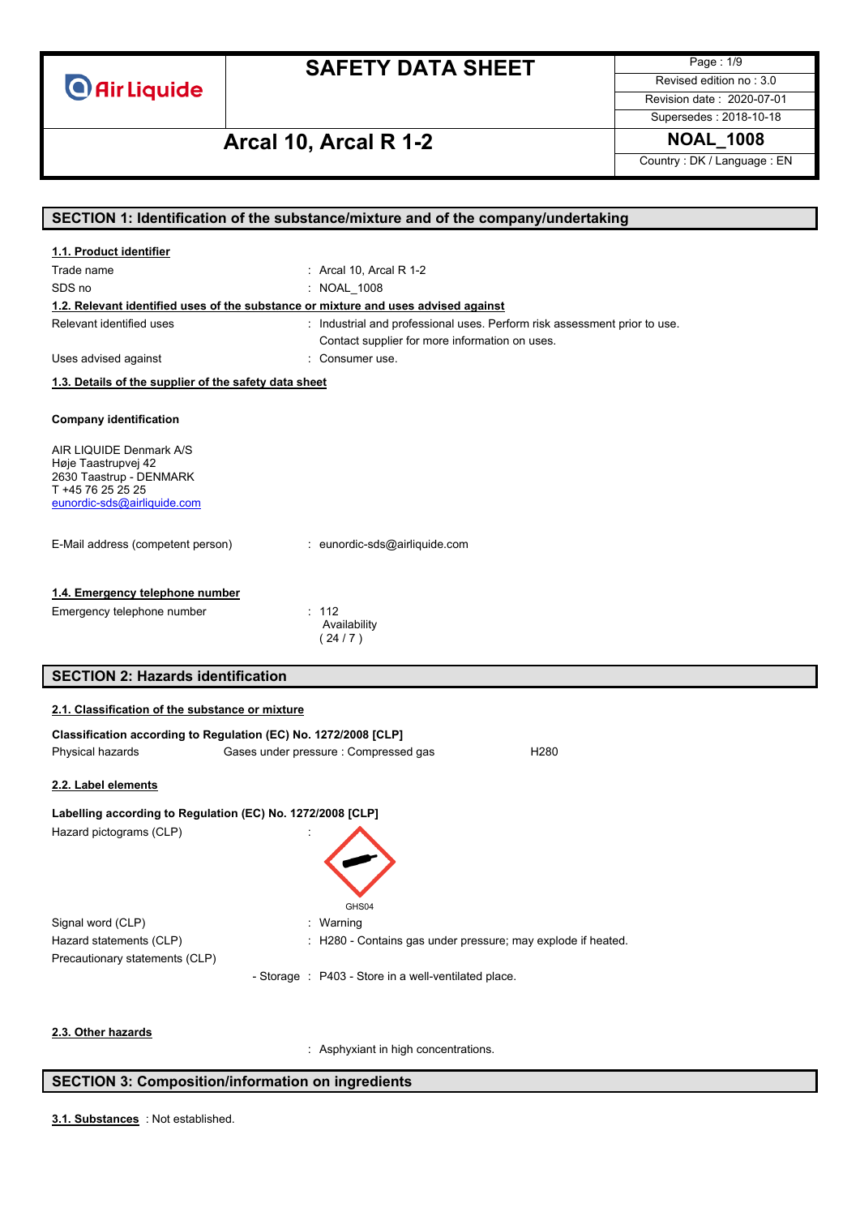# SAFETY DATA SHEET

**Arcal 10, Arcal R 1-2**

| | |
|---|---|
| Revised edition no : 3.0 | |
| Revision date : 2020-07-01 | |
| Supersedes : 2018-10-18 | |
| **NOAL_1008** | |
| Country : DK / Language : EN | |

## SECTION 1: Identification of the substance/mixture and of the company/undertaking

### 1.1. Product identifier

Trade name : Arcal 10, Arcal R 1-2

SDS no : NOAL_1008

### 1.2. Relevant identified uses of the substance or mixture and uses advised against

Relevant identified uses : Industrial and professional uses. Perform risk assessment prior to use. Contact supplier for more information on uses.

Uses advised against : Consumer use.

### 1.3. Details of the supplier of the safety data sheet

**Company identification**

AIR LIQUIDE Denmark A/S
Høje Taastrupvej 42
2630 Taastrup - DENMARK
T +45 76 25 25 25
eunordic-sds@airliquide.com

E-Mail address (competent person) : eunordic-sds@airliquide.com

### 1.4. Emergency telephone number

Emergency telephone number : 112
Availability
( 24 / 7 )

## SECTION 2: Hazards identification

### 2.1. Classification of the substance or mixture

**Classification according to Regulation (EC) No. 1272/2008 [CLP]**

| | | |
|---|---|---|
| Physical hazards | Gases under pressure : Compressed gas | H280 |

### 2.2. Label elements

**Labelling according to Regulation (EC) No. 1272/2008 [CLP]**

Hazard pictograms (CLP) :

GHS04

Signal word (CLP) : Warning

Hazard statements (CLP) : H280 - Contains gas under pressure; may explode if heated.

Precautionary statements (CLP)

- Storage : P403 - Store in a well-ventilated place.

### 2.3. Other hazards

: Asphyxiant in high concentrations.

## SECTION 3: Composition/information on ingredients

**3.1. Substances** : Not established.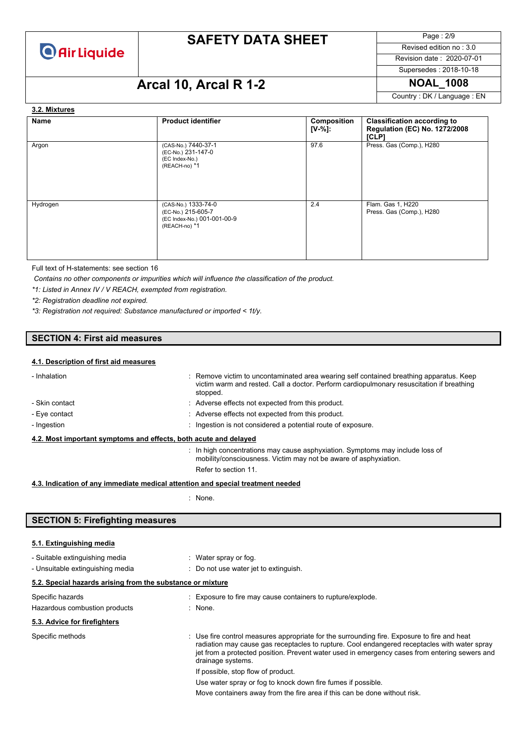### 3.2. Mixtures

| Name | Product identifier | Composition [V-%]: | Classification according to Regulation (EC) No. 1272/2008 [CLP] |
|---|---|---|---|
| Argon | (CAS-No.) 7440-37-1<br>(EC-No.) 231-147-0<br>(EC Index-No.)<br>(REACH-no) *1 | 97.6 | Press. Gas (Comp.), H280 |
| Hydrogen | (CAS-No.) 1333-74-0<br>(EC-No.) 215-605-7<br>(EC Index-No.) 001-001-00-9<br>(REACH-no) *1 | 2.4 | Flam. Gas 1, H220<br>Press. Gas (Comp.), H280 |

Full text of H-statements: see section 16

*Contains no other components or impurities which will influence the classification of the product.*

**1: Listed in Annex IV / V REACH, exempted from registration.*

**2: Registration deadline not expired.*

**3: Registration not required: Substance manufactured or imported < 1t/y.*

## SECTION 4: First aid measures

### 4.1. Description of first aid measures

- Inhalation : Remove victim to uncontaminated area wearing self contained breathing apparatus. Keep victim warm and rested. Call a doctor. Perform cardiopulmonary resuscitation if breathing stopped.
- Skin contact : Adverse effects not expected from this product.
- Eye contact : Adverse effects not expected from this product.
- Ingestion : Ingestion is not considered a potential route of exposure.

### 4.2. Most important symptoms and effects, both acute and delayed

: In high concentrations may cause asphyxiation. Symptoms may include loss of mobility/consciousness. Victim may not be aware of asphyxiation.

Refer to section 11.

### 4.3. Indication of any immediate medical attention and special treatment needed

: None.

## SECTION 5: Firefighting measures

### 5.1. Extinguishing media

- Suitable extinguishing media : Water spray or fog.
- Unsuitable extinguishing media : Do not use water jet to extinguish.

### 5.2. Special hazards arising from the substance or mixture

Specific hazards : Exposure to fire may cause containers to rupture/explode.

Hazardous combustion products : None.

### 5.3. Advice for firefighters

Specific methods : Use fire control measures appropriate for the surrounding fire. Exposure to fire and heat radiation may cause gas receptacles to rupture. Cool endangered receptacles with water spray jet from a protected position. Prevent water used in emergency cases from entering sewers and drainage systems.

If possible, stop flow of product.

Use water spray or fog to knock down fire fumes if possible.

Move containers away from the fire area if this can be done without risk.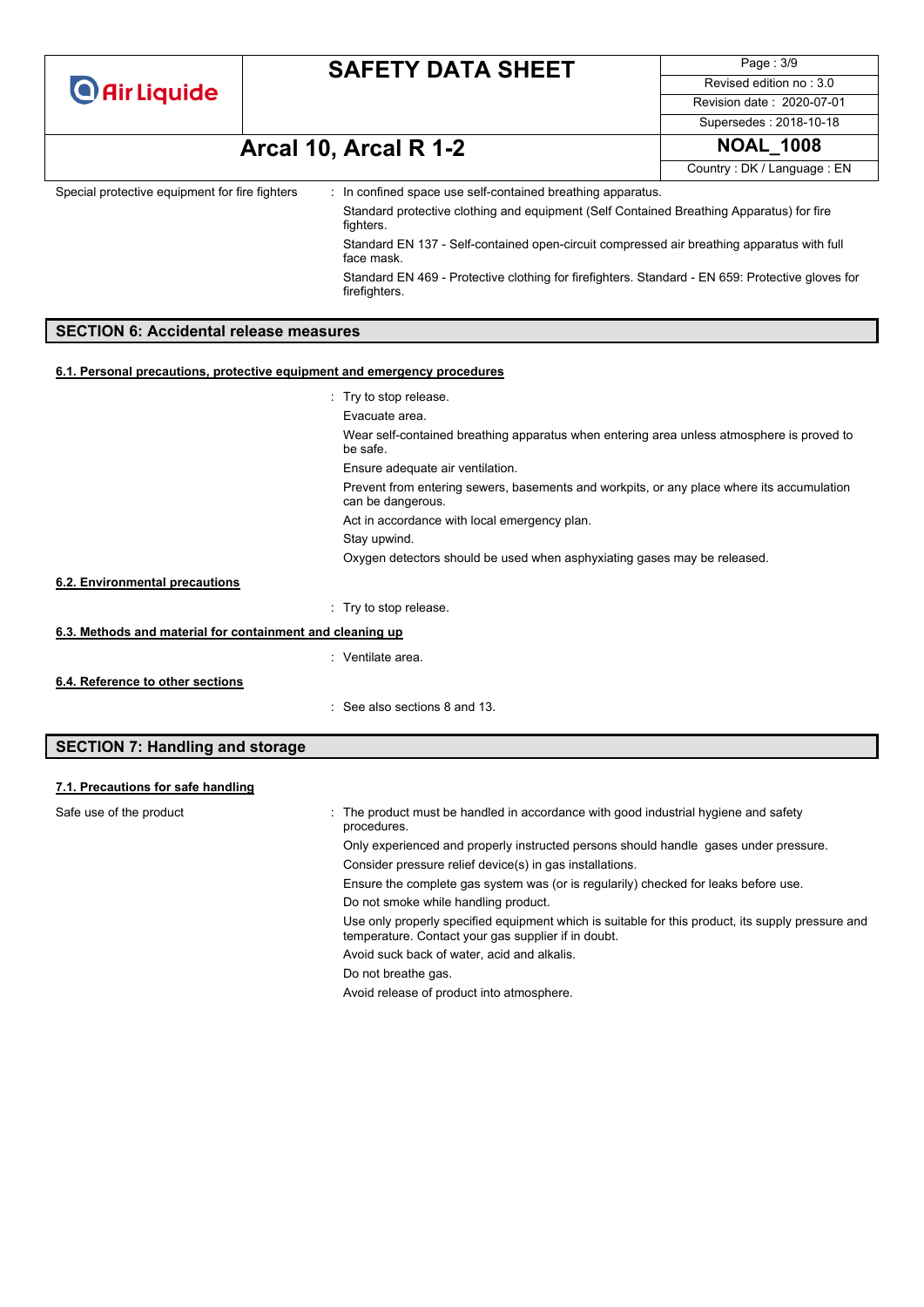| | |
|---|---|
| Special protective equipment for fire fighters | : In confined space use self-contained breathing apparatus. |
| | Standard protective clothing and equipment (Self Contained Breathing Apparatus) for fire fighters. |
| | Standard EN 137 - Self-contained open-circuit compressed air breathing apparatus with full face mask. |
| | Standard EN 469 - Protective clothing for firefighters. Standard - EN 659: Protective gloves for firefighters. |

## SECTION 6: Accidental release measures

### 6.1. Personal precautions, protective equipment and emergency procedures

: Try to stop release.

Evacuate area.

Wear self-contained breathing apparatus when entering area unless atmosphere is proved to be safe.

Ensure adequate air ventilation.

Prevent from entering sewers, basements and workpits, or any place where its accumulation can be dangerous.

Act in accordance with local emergency plan.

Stay upwind.

Oxygen detectors should be used when asphyxiating gases may be released.

### 6.2. Environmental precautions

: Try to stop release.

### 6.3. Methods and material for containment and cleaning up

: Ventilate area.

### 6.4. Reference to other sections

: See also sections 8 and 13.

## SECTION 7: Handling and storage

### 7.1. Precautions for safe handling

| | |
|---|---|
| Safe use of the product | : The product must be handled in accordance with good industrial hygiene and safety procedures. |
| | Only experienced and properly instructed persons should handle gases under pressure. |
| | Consider pressure relief device(s) in gas installations. |
| | Ensure the complete gas system was (or is regularily) checked for leaks before use. |
| | Do not smoke while handling product. |
| | Use only properly specified equipment which is suitable for this product, its supply pressure and temperature. Contact your gas supplier if in doubt. |
| | Avoid suck back of water, acid and alkalis. |
| | Do not breathe gas. |
| | Avoid release of product into atmosphere. |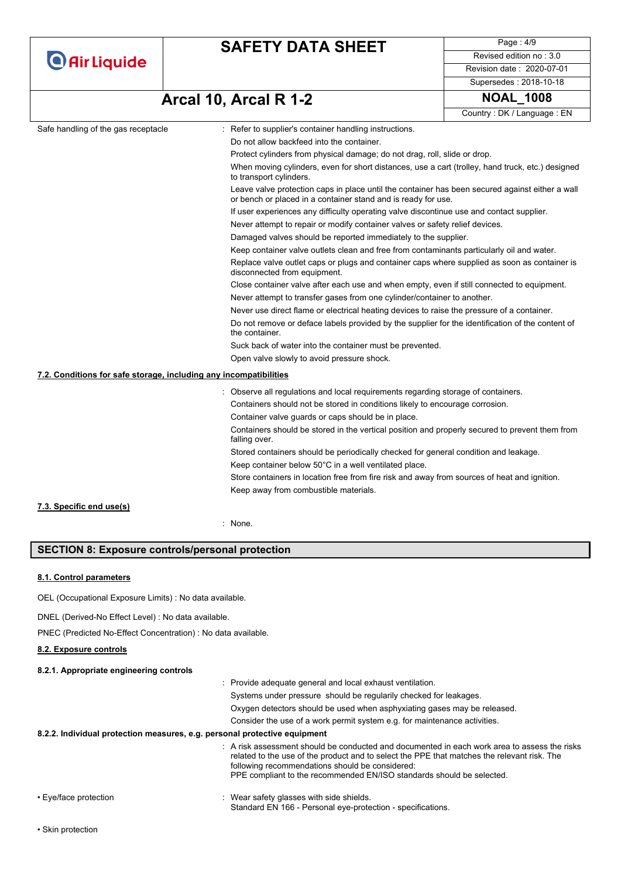Safe handling of the gas receptacle : Refer to supplier's container handling instructions.
Do not allow backfeed into the container.
Protect cylinders from physical damage; do not drag, roll, slide or drop.
When moving cylinders, even for short distances, use a cart (trolley, hand truck, etc.) designed to transport cylinders.
Leave valve protection caps in place until the container has been secured against either a wall or bench or placed in a container stand and is ready for use.
If user experiences any difficulty operating valve discontinue use and contact supplier.
Never attempt to repair or modify container valves or safety relief devices.
Damaged valves should be reported immediately to the supplier.
Keep container valve outlets clean and free from contaminants particularly oil and water.
Replace valve outlet caps or plugs and container caps where supplied as soon as container is disconnected from equipment.
Close container valve after each use and when empty, even if still connected to equipment.
Never attempt to transfer gases from one cylinder/container to another.
Never use direct flame or electrical heating devices to raise the pressure of a container.
Do not remove or deface labels provided by the supplier for the identification of the content of the container.
Suck back of water into the container must be prevented.
Open valve slowly to avoid pressure shock.

### 7.2. Conditions for safe storage, including any incompatibilities

: Observe all regulations and local requirements regarding storage of containers.
Containers should not be stored in conditions likely to encourage corrosion.
Container valve guards or caps should be in place.
Containers should be stored in the vertical position and properly secured to prevent them from falling over.
Stored containers should be periodically checked for general condition and leakage.
Keep container below 50°C in a well ventilated place.
Store containers in location free from fire risk and away from sources of heat and ignition.
Keep away from combustible materials.

### 7.3. Specific end use(s)

: None.

## SECTION 8: Exposure controls/personal protection

### 8.1. Control parameters

OEL (Occupational Exposure Limits) : No data available.

DNEL (Derived-No Effect Level) : No data available.

PNEC (Predicted No-Effect Concentration) : No data available.

### 8.2. Exposure controls

#### 8.2.1. Appropriate engineering controls

: Provide adequate general and local exhaust ventilation.
Systems under pressure should be regularly checked for leakages.
Oxygen detectors should be used when asphyxiating gases may be released.
Consider the use of a work permit system e.g. for maintenance activities.

#### 8.2.2. Individual protection measures, e.g. personal protective equipment

: A risk assessment should be conducted and documented in each work area to assess the risks related to the use of the product and to select the PPE that matches the relevant risk. The following recommendations should be considered:
PPE compliant to the recommended EN/ISO standards should be selected.

• Eye/face protection : Wear safety glasses with side shields.
Standard EN 166 - Personal eye-protection - specifications.

• Skin protection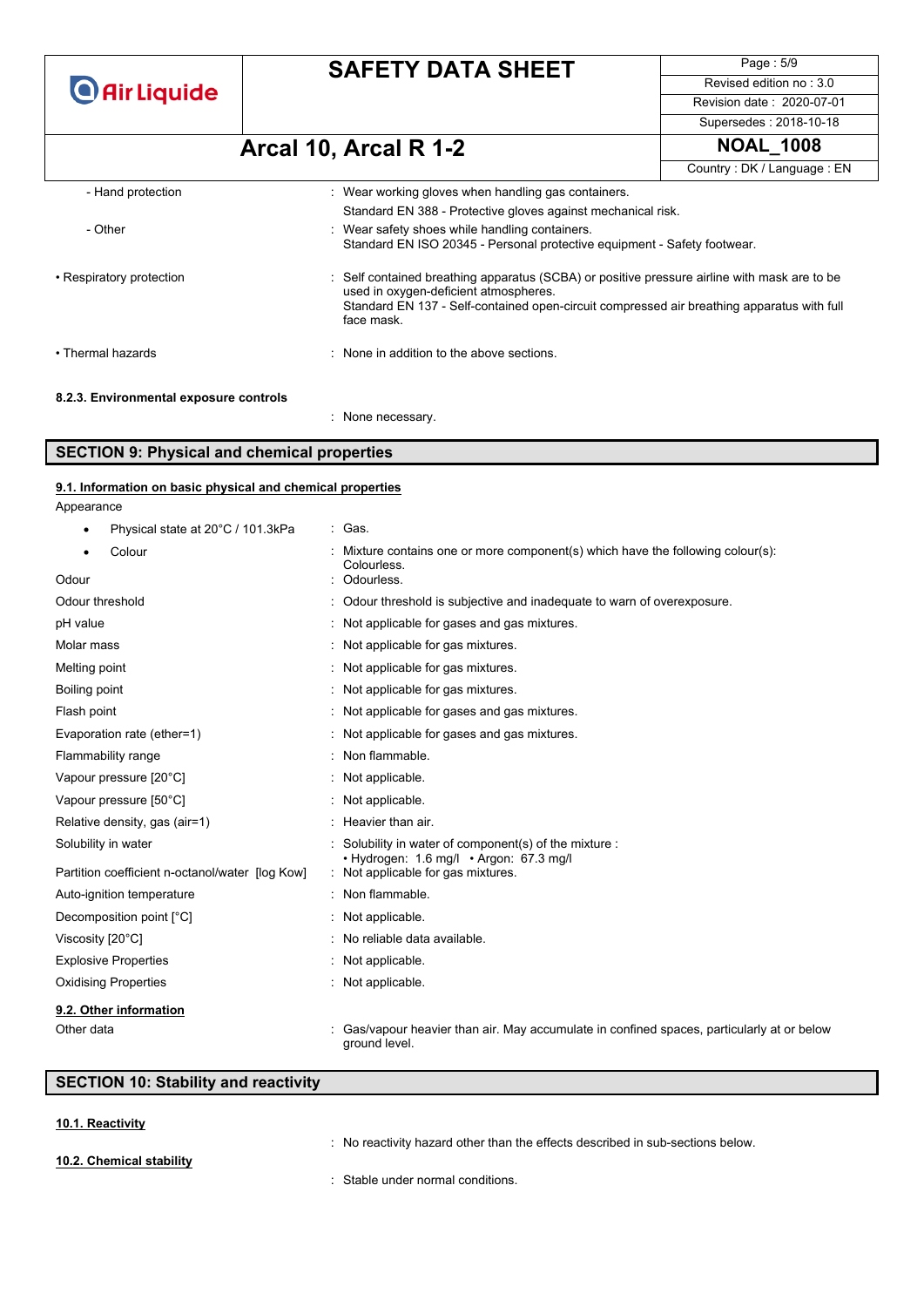| | |
|---|---|
| - Hand protection | : Wear working gloves when handling gas containers. Standard EN 388 - Protective gloves against mechanical risk. |
| - Other | : Wear safety shoes while handling containers. Standard EN ISO 20345 - Personal protective equipment - Safety footwear. |
| • Respiratory protection | : Self contained breathing apparatus (SCBA) or positive pressure airline with mask are to be used in oxygen-deficient atmospheres. Standard EN 137 - Self-contained open-circuit compressed air breathing apparatus with full face mask. |
| • Thermal hazards | : None in addition to the above sections. |

**8.2.3. Environmental exposure controls**

: None necessary.

## SECTION 9: Physical and chemical properties

### 9.1. Information on basic physical and chemical properties

Appearance

| | |
|---|---|
| • Physical state at 20°C / 101.3kPa | : Gas. |
| • Colour | : Mixture contains one or more component(s) which have the following colour(s): Colourless. |
| Odour | : Odourless. |
| Odour threshold | : Odour threshold is subjective and inadequate to warn of overexposure. |
| pH value | : Not applicable for gases and gas mixtures. |
| Molar mass | : Not applicable for gas mixtures. |
| Melting point | : Not applicable for gas mixtures. |
| Boiling point | : Not applicable for gas mixtures. |
| Flash point | : Not applicable for gases and gas mixtures. |
| Evaporation rate (ether=1) | : Not applicable for gases and gas mixtures. |
| Flammability range | : Non flammable. |
| Vapour pressure [20°C] | : Not applicable. |
| Vapour pressure [50°C] | : Not applicable. |
| Relative density, gas (air=1) | : Heavier than air. |
| Solubility in water | : Solubility in water of component(s) of the mixture : • Hydrogen: 1.6 mg/l • Argon: 67.3 mg/l |
| Partition coefficient n-octanol/water [log Kow] | : Not applicable for gas mixtures. |
| Auto-ignition temperature | : Non flammable. |
| Decomposition point [°C] | : Not applicable. |
| Viscosity [20°C] | : No reliable data available. |
| Explosive Properties | : Not applicable. |
| Oxidising Properties | : Not applicable. |

### 9.2. Other information

| | |
|---|---|
| Other data | : Gas/vapour heavier than air. May accumulate in confined spaces, particularly at or below ground level. |

## SECTION 10: Stability and reactivity

### 10.1. Reactivity

: No reactivity hazard other than the effects described in sub-sections below.

### 10.2. Chemical stability

: Stable under normal conditions.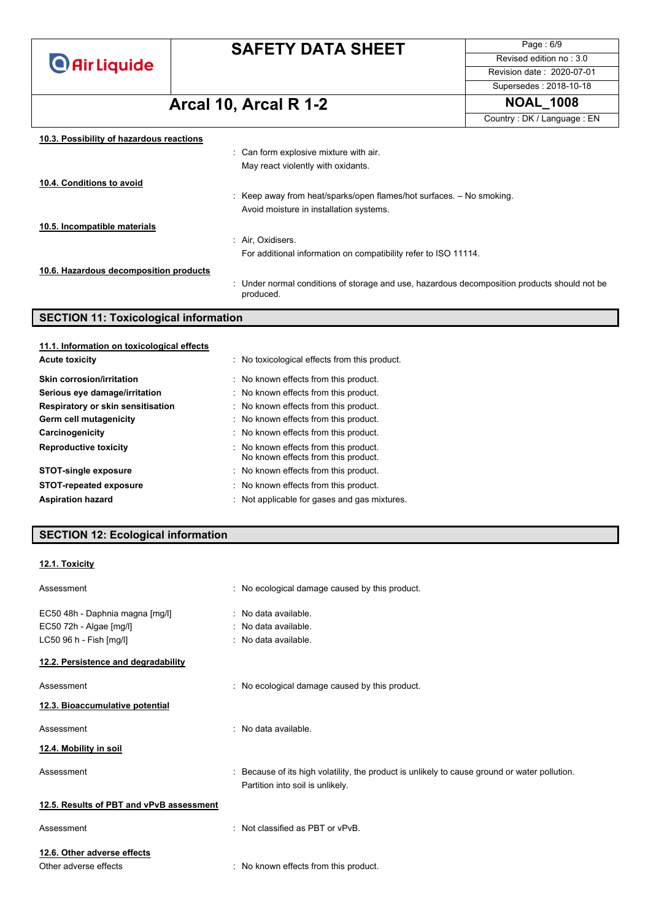#### 10.3. Possibility of hazardous reactions

: Can form explosive mixture with air.
May react violently with oxidants.

#### 10.4. Conditions to avoid

: Keep away from heat/sparks/open flames/hot surfaces. – No smoking.
Avoid moisture in installation systems.

#### 10.5. Incompatible materials

: Air, Oxidisers.
For additional information on compatibility refer to ISO 11114.

#### 10.6. Hazardous decomposition products

: Under normal conditions of storage and use, hazardous decomposition products should not be produced.

## SECTION 11: Toxicological information

#### 11.1. Information on toxicological effects

| | |
|---|---|
| **Acute toxicity** | : No toxicological effects from this product. |
| **Skin corrosion/irritation** | : No known effects from this product. |
| **Serious eye damage/irritation** | : No known effects from this product. |
| **Respiratory or skin sensitisation** | : No known effects from this product. |
| **Germ cell mutagenicity** | : No known effects from this product. |
| **Carcinogenicity** | : No known effects from this product. |
| **Reproductive toxicity** | : No known effects from this product.<br>No known effects from this product. |
| **STOT-single exposure** | : No known effects from this product. |
| **STOT-repeated exposure** | : No known effects from this product. |
| **Aspiration hazard** | : Not applicable for gases and gas mixtures. |

## SECTION 12: Ecological information

#### 12.1. Toxicity

| | |
|---|---|
| Assessment | : No ecological damage caused by this product. |
| EC50 48h - Daphnia magna [mg/l] | : No data available. |
| EC50 72h - Algae [mg/l] | : No data available. |
| LC50 96 h - Fish [mg/l] | : No data available. |

#### 12.2. Persistence and degradability

| | |
|---|---|
| Assessment | : No ecological damage caused by this product. |

#### 12.3. Bioaccumulative potential

| | |
|---|---|
| Assessment | : No data available. |

#### 12.4. Mobility in soil

| | |
|---|---|
| Assessment | : Because of its high volatility, the product is unlikely to cause ground or water pollution.<br>Partition into soil is unlikely. |

#### 12.5. Results of PBT and vPvB assessment

| | |
|---|---|
| Assessment | : Not classified as PBT or vPvB. |

#### 12.6. Other adverse effects

| | |
|---|---|
| Other adverse effects | : No known effects from this product. |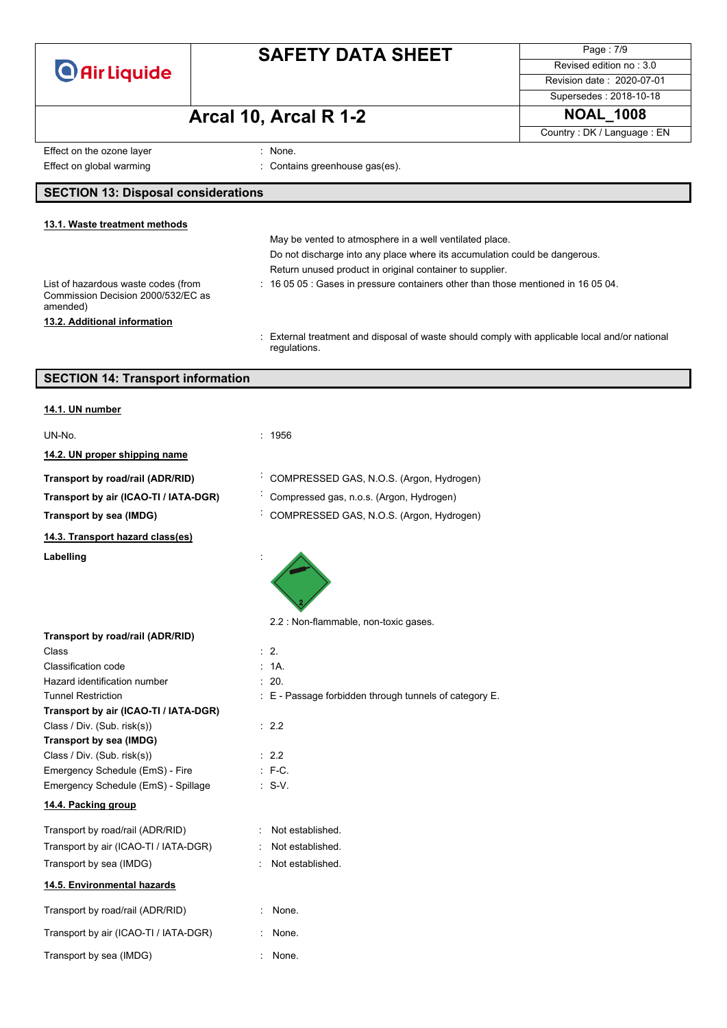Effect on the ozone layer : None.

Effect on global warming : Contains greenhouse gas(es).

## SECTION 13: Disposal considerations

### 13.1. Waste treatment methods

May be vented to atmosphere in a well ventilated place.

Do not discharge into any place where its accumulation could be dangerous.

Return unused product in original container to supplier.

List of hazardous waste codes (from Commission Decision 2000/532/EC as amended) : 16 05 05 : Gases in pressure containers other than those mentioned in 16 05 04.

### 13.2. Additional information

: External treatment and disposal of waste should comply with applicable local and/or national regulations.

## SECTION 14: Transport information

### 14.1. UN number

UN-No. : 1956

### 14.2. UN proper shipping name

**Transport by road/rail (ADR/RID)** : COMPRESSED GAS, N.O.S. (Argon, Hydrogen)

**Transport by air (ICAO-TI / IATA-DGR)** : Compressed gas, n.o.s. (Argon, Hydrogen)

**Transport by sea (IMDG)** : COMPRESSED GAS, N.O.S. (Argon, Hydrogen)

### 14.3. Transport hazard class(es)

**Labelling** :

2.2 : Non-flammable, non-toxic gases.

**Transport by road/rail (ADR/RID)**

Class : 2.

Classification code : 1A.

Hazard identification number : 20.

Tunnel Restriction : E - Passage forbidden through tunnels of category E.

**Transport by air (ICAO-TI / IATA-DGR)**

Class / Div. (Sub. risk(s)) : 2.2

**Transport by sea (IMDG)**

Class / Div. (Sub. risk(s)) : 2.2

Emergency Schedule (EmS) - Fire : F-C.

Emergency Schedule (EmS) - Spillage : S-V.

### 14.4. Packing group

Transport by road/rail (ADR/RID) : Not established.

Transport by air (ICAO-TI / IATA-DGR) : Not established.

Transport by sea (IMDG) : Not established.

### 14.5. Environmental hazards

Transport by road/rail (ADR/RID) : None.

Transport by air (ICAO-TI / IATA-DGR) : None.

Transport by sea (IMDG) : None.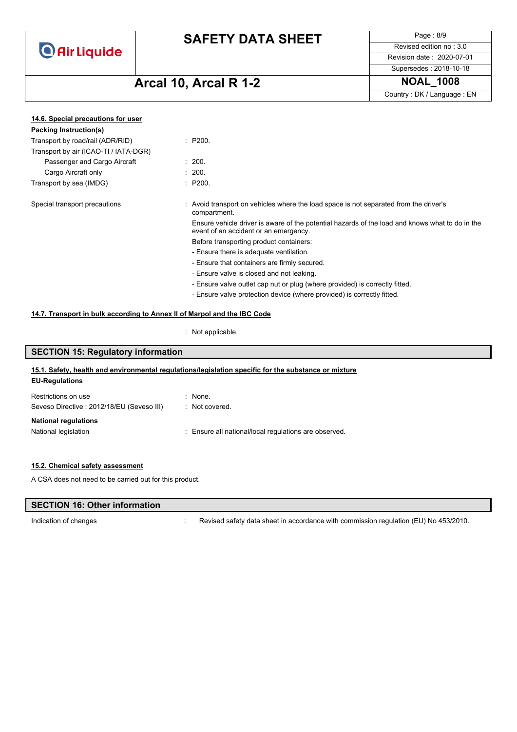#### 14.6. Special precautions for user

**Packing Instruction(s)**

| | |
|---|---|
| Transport by road/rail (ADR/RID) | : P200. |
| Transport by air (ICAO-TI / IATA-DGR) | |
| Passenger and Cargo Aircraft | : 200. |
| Cargo Aircraft only | : 200. |
| Transport by sea (IMDG) | : P200. |

Special transport precautions : Avoid transport on vehicles where the load space is not separated from the driver's compartment.

Ensure vehicle driver is aware of the potential hazards of the load and knows what to do in the event of an accident or an emergency.

Before transporting product containers:

- Ensure there is adequate ventilation.
- Ensure that containers are firmly secured.
- Ensure valve is closed and not leaking.
- Ensure valve outlet cap nut or plug (where provided) is correctly fitted.
- Ensure valve protection device (where provided) is correctly fitted.

#### 14.7. Transport in bulk according to Annex II of Marpol and the IBC Code

: Not applicable.

## SECTION 15: Regulatory information

#### 15.1. Safety, health and environmental regulations/legislation specific for the substance or mixture

**EU-Regulations**

| | |
|---|---|
| Restrictions on use | : None. |
| Seveso Directive : 2012/18/EU (Seveso III) | : Not covered. |

**National regulations**

| | |
|---|---|
| National legislation | : Ensure all national/local regulations are observed. |

#### 15.2. Chemical safety assessment

A CSA does not need to be carried out for this product.

## SECTION 16: Other information

| | |
|---|---|
| Indication of changes | : Revised safety data sheet in accordance with commission regulation (EU) No 453/2010. |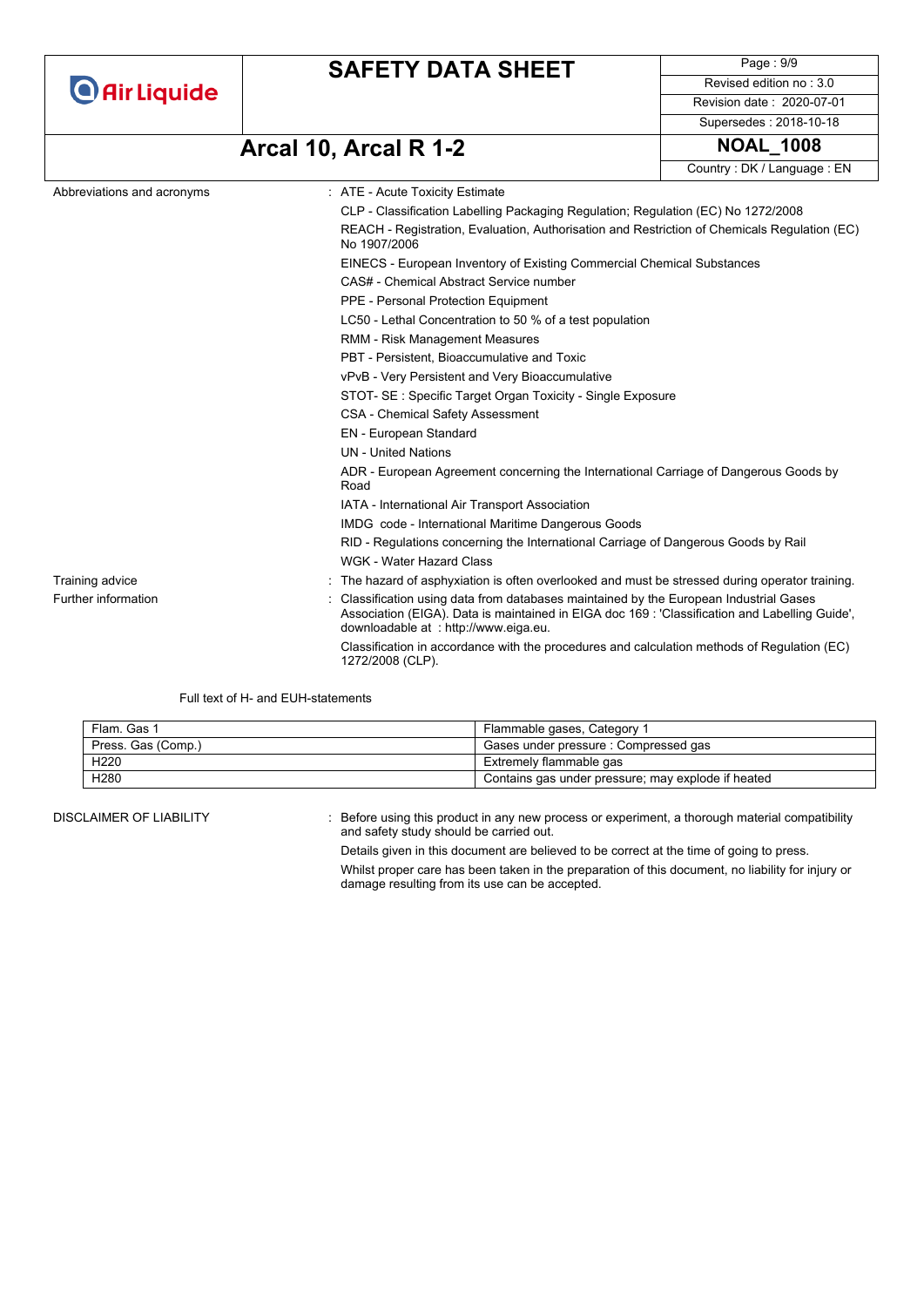| | |
|---|---|
| Abbreviations and acronyms | : ATE - Acute Toxicity Estimate<br>CLP - Classification Labelling Packaging Regulation; Regulation (EC) No 1272/2008<br>REACH - Registration, Evaluation, Authorisation and Restriction of Chemicals Regulation (EC) No 1907/2006<br>EINECS - European Inventory of Existing Commercial Chemical Substances<br>CAS# - Chemical Abstract Service number<br>PPE - Personal Protection Equipment<br>LC50 - Lethal Concentration to 50 % of a test population<br>RMM - Risk Management Measures<br>PBT - Persistent, Bioaccumulative and Toxic<br>vPvB - Very Persistent and Very Bioaccumulative<br>STOT- SE : Specific Target Organ Toxicity - Single Exposure<br>CSA - Chemical Safety Assessment<br>EN - European Standard<br>UN - United Nations<br>ADR - European Agreement concerning the International Carriage of Dangerous Goods by Road<br>IATA - International Air Transport Association<br>IMDG code - International Maritime Dangerous Goods<br>RID - Regulations concerning the International Carriage of Dangerous Goods by Rail<br>WGK - Water Hazard Class |
| Training advice | : The hazard of asphyxiation is often overlooked and must be stressed during operator training. |
| Further information | : Classification using data from databases maintained by the European Industrial Gases Association (EIGA). Data is maintained in EIGA doc 169 : 'Classification and Labelling Guide', downloadable at : http://www.eiga.eu.<br>Classification in accordance with the procedures and calculation methods of Regulation (EC) 1272/2008 (CLP). |

Full text of H- and EUH-statements

| | |
|---|---|
| Flam. Gas 1 | Flammable gases, Category 1 |
| Press. Gas (Comp.) | Gases under pressure : Compressed gas |
| H220 | Extremely flammable gas |
| H280 | Contains gas under pressure; may explode if heated |

| | |
|---|---|
| DISCLAIMER OF LIABILITY | : Before using this product in any new process or experiment, a thorough material compatibility and safety study should be carried out.<br>Details given in this document are believed to be correct at the time of going to press.<br>Whilst proper care has been taken in the preparation of this document, no liability for injury or damage resulting from its use can be accepted. |